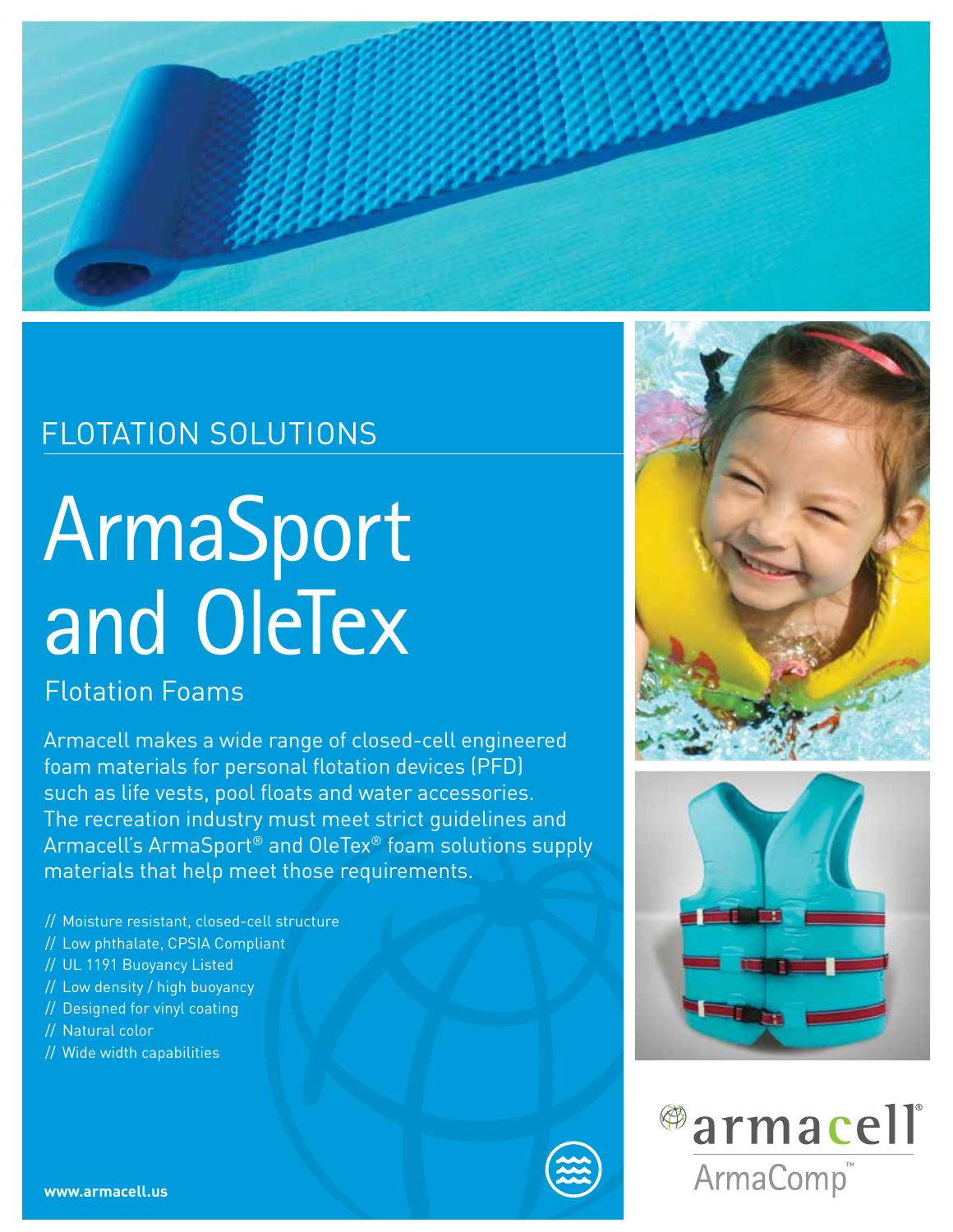FLOTATION SOLUTIONS

# ArmaSport and OleTex

## Flotation Foams

Armacell makes a wide range of closed-cell engineered foam materials for personal flotation devices (PFD) such as life vests, pool floats and water accessories. The recreation industry must meet strict guidelines and Armacell's ArmaSport® and OleTex® foam solutions supply materials that help meet those requirements.

- // Moisture resistant, closed-cell structure
- // Low phthalate, CPSIA Compliant
- // UL 1191 Buoyancy Listed
- // Low density / high buoyancy
- // Designed for vinyl coating
- // Natural color
- // Wide width capabilities

**www.armacell.us**

armacell®
ArmaComp™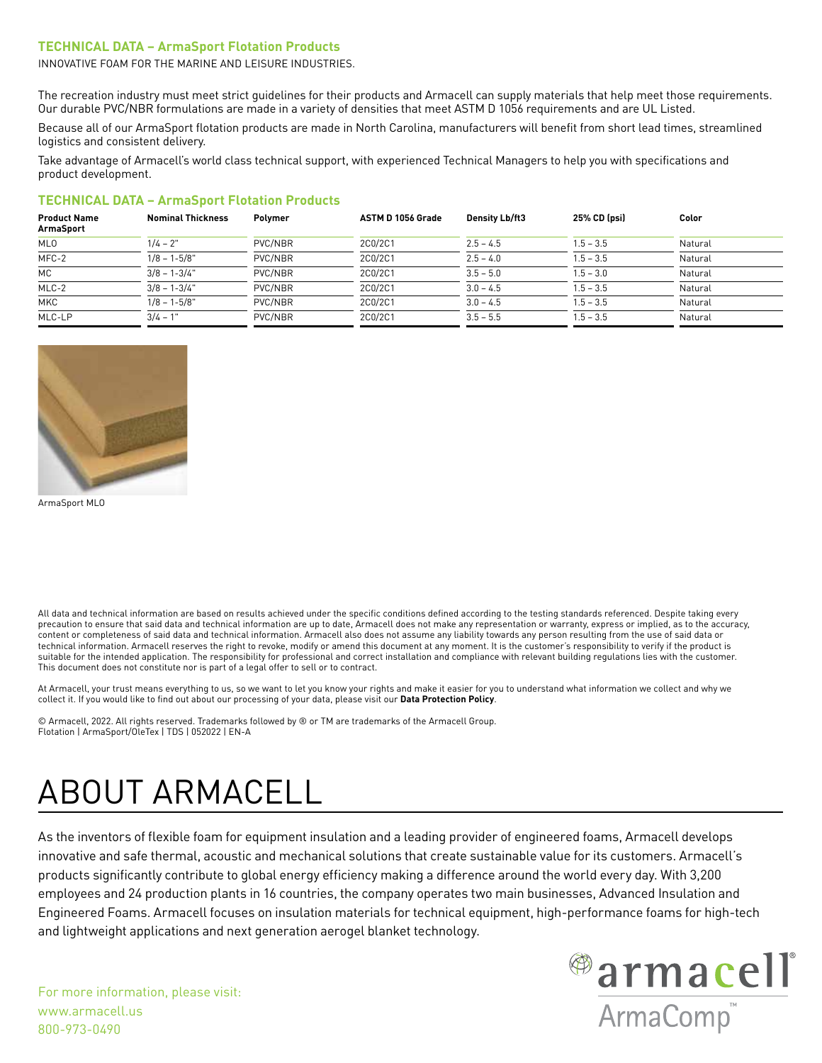## TECHNICAL DATA – ArmaSport Flotation Products

INNOVATIVE FOAM FOR THE MARINE AND LEISURE INDUSTRIES.

The recreation industry must meet strict guidelines for their products and Armacell can supply materials that help meet those requirements. Our durable PVC/NBR formulations are made in a variety of densities that meet ASTM D 1056 requirements and are UL Listed.

Because all of our ArmaSport flotation products are made in North Carolina, manufacturers will benefit from short lead times, streamlined logistics and consistent delivery.

Take advantage of Armacell's world class technical support, with experienced Technical Managers to help you with specifications and product development.

### TECHNICAL DATA – ArmaSport Flotation Products

| Product Name ArmaSport | Nominal Thickness | Polymer | ASTM D 1056 Grade | Density Lb/ft3 | 25% CD (psi) | Color |
|---|---|---|---|---|---|---|
| MLO | 1/4 – 2" | PVC/NBR | 2C0/2C1 | 2.5 – 4.5 | 1.5 – 3.5 | Natural |
| MFC-2 | 1/8 – 1-5/8" | PVC/NBR | 2C0/2C1 | 2.5 – 4.0 | 1.5 – 3.5 | Natural |
| MC | 3/8 – 1-3/4" | PVC/NBR | 2C0/2C1 | 3.5 – 5.0 | 1.5 – 3.0 | Natural |
| MLC-2 | 3/8 – 1-3/4" | PVC/NBR | 2C0/2C1 | 3.0 – 4.5 | 1.5 – 3.5 | Natural |
| MKC | 1/8 – 1-5/8" | PVC/NBR | 2C0/2C1 | 3.0 – 4.5 | 1.5 – 3.5 | Natural |
| MLC-LP | 3/4 – 1" | PVC/NBR | 2C0/2C1 | 3.5 – 5.5 | 1.5 – 3.5 | Natural |

ArmaSport MLO

All data and technical information are based on results achieved under the specific conditions defined according to the testing standards referenced. Despite taking every precaution to ensure that said data and technical information are up to date, Armacell does not make any representation or warranty, express or implied, as to the accuracy, content or completeness of said data and technical information. Armacell also does not assume any liability towards any person resulting from the use of said data or technical information. Armacell reserves the right to revoke, modify or amend this document at any moment. It is the customer's responsibility to verify if the product is suitable for the intended application. The responsibility for professional and correct installation and compliance with relevant building regulations lies with the customer. This document does not constitute nor is part of a legal offer to sell or to contract.

At Armacell, your trust means everything to us, so we want to let you know your rights and make it easier for you to understand what information we collect and why we collect it. If you would like to find out about our processing of your data, please visit our **Data Protection Policy**.

© Armacell, 2022. All rights reserved. Trademarks followed by ® or TM are trademarks of the Armacell Group.
Flotation | ArmaSport/OleTex | TDS | 052022 | EN-A

# ABOUT ARMACELL

As the inventors of flexible foam for equipment insulation and a leading provider of engineered foams, Armacell develops innovative and safe thermal, acoustic and mechanical solutions that create sustainable value for its customers. Armacell's products significantly contribute to global energy efficiency making a difference around the world every day. With 3,200 employees and 24 production plants in 16 countries, the company operates two main businesses, Advanced Insulation and Engineered Foams. Armacell focuses on insulation materials for technical equipment, high-performance foams for high-tech and lightweight applications and next generation aerogel blanket technology.

For more information, please visit:
www.armacell.us
800-973-0490

armacell®
ArmaComp™